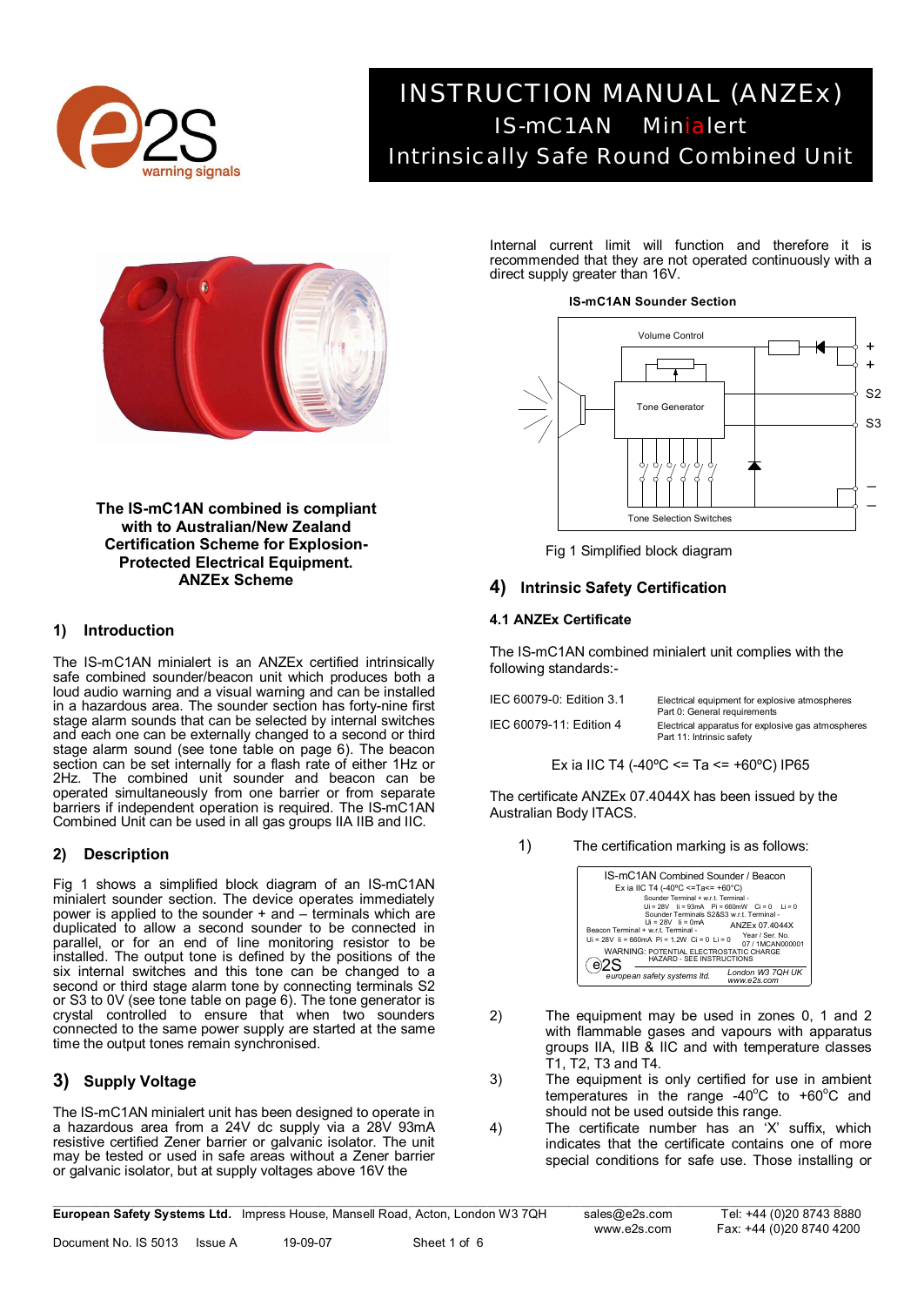# INSTRUCTION MANUAL (ANZEx)
## IS-mC1AN Minialert
## Intrinsically Safe Round Combined Unit

**The IS-mC1AN combined is compliant with to Australian/New Zealand Certification Scheme for Explosion-Protected Electrical Equipment. ANZEx Scheme**

## 1) Introduction

The IS-mC1AN minialert is an ANZEx certified intrinsically safe combined sounder/beacon unit which produces both a loud audio warning and a visual warning and can be installed in a hazardous area. The sounder section has forty-nine first stage alarm sounds that can be selected by internal switches and each one can be externally changed to a second or third stage alarm sound (see tone table on page 6). The beacon section can be set internally for a flash rate of either 1Hz or 2Hz. The combined unit sounder and beacon can be operated simultaneously from one barrier or from separate barriers if independent operation is required. The IS-mC1AN Combined Unit can be used in all gas groups IIA IIB and IIC.

## 2) Description

Fig 1 shows a simplified block diagram of an IS-mC1AN minialert sounder section. The device operates immediately power is applied to the sounder + and – terminals which are duplicated to allow a second sounder to be connected in parallel, or for an end of line monitoring resistor to be installed. The output tone is defined by the positions of the six internal switches and this tone can be changed to a second or third stage alarm tone by connecting terminals S2 or S3 to 0V (see tone table on page 6). The tone generator is crystal controlled to ensure that when two sounders connected to the same power supply are started at the same time the output tones remain synchronised.

## 3) Supply Voltage

The IS-mC1AN minialert unit has been designed to operate in a hazardous area from a 24V dc supply via a 28V 93mA resistive certified Zener barrier or galvanic isolator. The unit may be tested or used in safe areas without a Zener barrier or galvanic isolator, but at supply voltages above 16V the Internal current limit will function and therefore it is recommended that they are not operated continuously with a direct supply greater than 16V.

**IS-mC1AN Sounder Section**

Volume Control, Tone Generator, Tone Selection Switches, +, +, S2, S3, –, –

Fig 1 Simplified block diagram

## 4) Intrinsic Safety Certification

### 4.1 ANZEx Certificate

The IS-mC1AN combined minialert unit complies with the following standards:-

| | |
|---|---|
| IEC 60079-0: Edition 3.1 | Electrical equipment for explosive atmospheres Part 0: General requirements |
| IEC 60079-11: Edition 4 | Electrical apparatus for explosive gas atmospheres Part 11: Intrinsic safety |

Ex ia IIC T4 (-40ºC <= Ta <= +60ºC) IP65

The certificate ANZEx 07.4044X has been issued by the Australian Body ITACS.

1) The certification marking is as follows:

IS-mC1AN Combined Sounder / Beacon
Ex ia IIC T4 (-40ºC <=Ta<= +60ºC)
Sounder Terminal + w.r.t. Terminal -
Ui = 28V Ii = 93mA Pi = 660mW Ci = 0 Li = 0
Sounder Terminals S2&S3 w.r.t. Terminal -
Ui = 28V Ii = 0mA
Beacon Terminal + w.r.t. Terminal -
Ui = 28V Ii = 660mA Pi = 1.2W Ci = 0 Li = 0
ANZEx 07.4044X
Year / Ser. No. 07 / 1MCAN000001
WARNING: POTENTIAL ELECTROSTATIC CHARGE HAZARD - SEE INSTRUCTIONS
e2S european safety systems ltd. London W3 7QH UK www.e2s.com

2) The equipment may be used in zones 0, 1 and 2 with flammable gases and vapours with apparatus groups IIA, IIB & IIC and with temperature classes T1, T2, T3 and T4.

3) The equipment is only certified for use in ambient temperatures in the range -40°C to +60°C and should not be used outside this range.

4) The certificate number has an 'X' suffix, which indicates that the certificate contains one or more special conditions for safe use. Those installing or

**European Safety Systems Ltd.** Impress House, Mansell Road, Acton, London W3 7QH sales@e2s.com www.e2s.com Tel: +44 (0)20 8743 8880 Fax: +44 (0)20 8740 4200

Document No. IS 5013 Issue A 19-09-07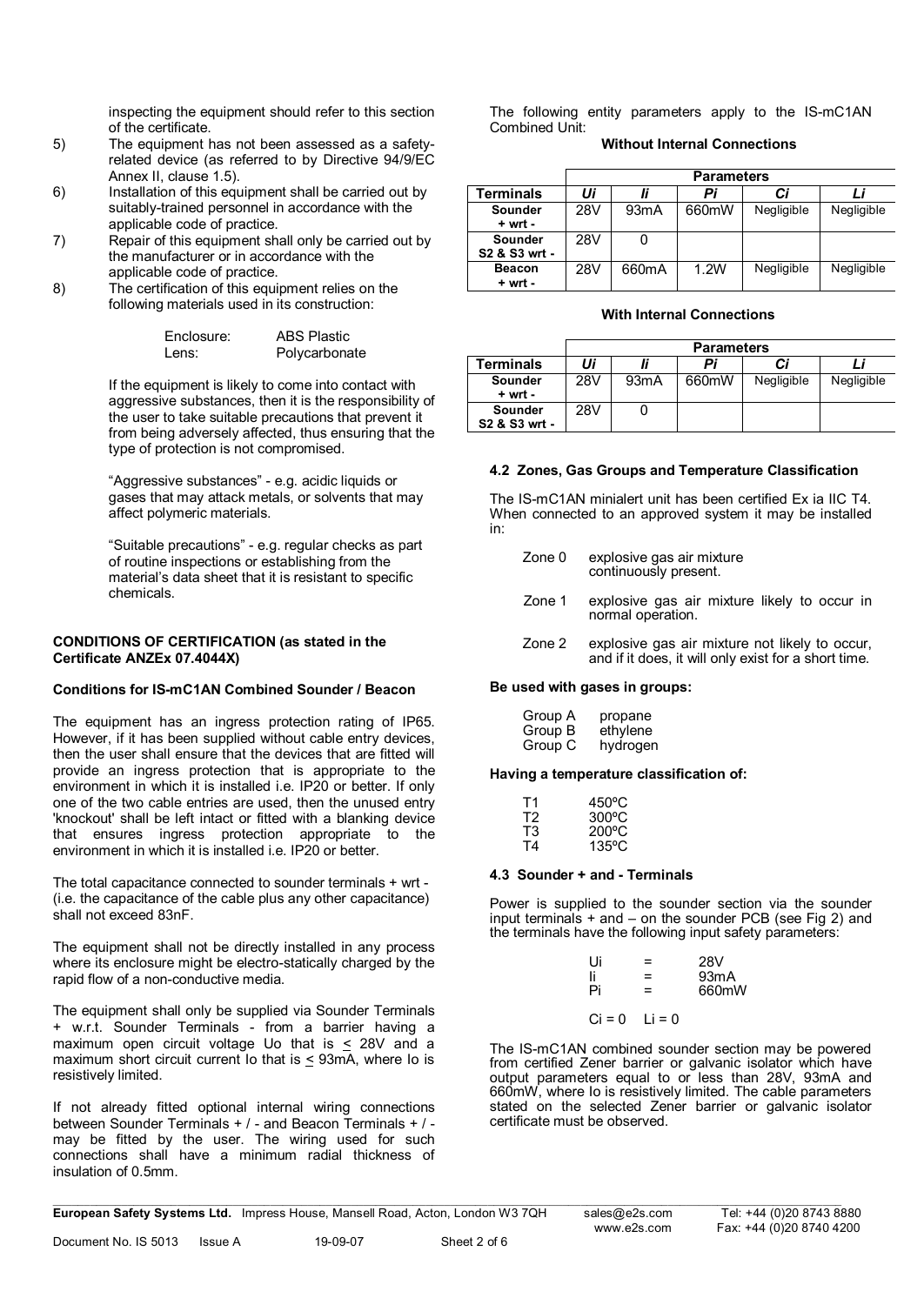inspecting the equipment should refer to this section of the certificate.

5) The equipment has not been assessed as a safety-related device (as referred to by Directive 94/9/EC Annex II, clause 1.5).
6) Installation of this equipment shall be carried out by suitably-trained personnel in accordance with the applicable code of practice.
7) Repair of this equipment shall only be carried out by the manufacturer or in accordance with the applicable code of practice.
8) The certification of this equipment relies on the following materials used in its construction:

   Enclosure: ABS Plastic
   Lens: Polycarbonate

   If the equipment is likely to come into contact with aggressive substances, then it is the responsibility of the user to take suitable precautions that prevent it from being adversely affected, thus ensuring that the type of protection is not compromised.

   "Aggressive substances" - e.g. acidic liquids or gases that may attack metals, or solvents that may affect polymeric materials.

   "Suitable precautions" - e.g. regular checks as part of routine inspections or establishing from the material's data sheet that it is resistant to specific chemicals.

**CONDITIONS OF CERTIFICATION (as stated in the Certificate ANZEx 07.4044X)**

**Conditions for IS-mC1AN Combined Sounder / Beacon**

The equipment has an ingress protection rating of IP65. However, if it has been supplied without cable entry devices, then the user shall ensure that the devices that are fitted will provide an ingress protection that is appropriate to the environment in which it is installed i.e. IP20 or better. If only one of the two cable entries are used, then the unused entry 'knockout' shall be left intact or fitted with a blanking device that ensures ingress protection appropriate to the environment in which it is installed i.e. IP20 or better.

The total capacitance connected to sounder terminals + wrt - (i.e. the capacitance of the cable plus any other capacitance) shall not exceed 83nF.

The equipment shall not be directly installed in any process where its enclosure might be electro-statically charged by the rapid flow of a non-conductive media.

The equipment shall only be supplied via Sounder Terminals + w.r.t. Sounder Terminals - from a barrier having a maximum open circuit voltage Uo that is ≤ 28V and a maximum short circuit current Io that is ≤ 93mA, where Io is resistively limited.

If not already fitted optional internal wiring connections between Sounder Terminals + / - and Beacon Terminals + / - may be fitted by the user. The wiring used for such connections shall have a minimum radial thickness of insulation of 0.5mm.

The following entity parameters apply to the IS-mC1AN Combined Unit:

**Without Internal Connections**

| | Parameters | | | | |
|---|---|---|---|---|---|
| **Terminals** | ***Ui*** | ***Ii*** | ***Pi*** | ***Ci*** | ***Li*** |
| **Sounder + wrt -** | 28V | 93mA | 660mW | Negligible | Negligible |
| **Sounder S2 & S3 wrt -** | 28V | 0 | | | |
| **Beacon + wrt -** | 28V | 660mA | 1.2W | Negligible | Negligible |

**With Internal Connections**

| | Parameters | | | | |
|---|---|---|---|---|---|
| **Terminals** | ***Ui*** | ***Ii*** | ***Pi*** | ***Ci*** | ***Li*** |
| **Sounder + wrt -** | 28V | 93mA | 660mW | Negligible | Negligible |
| **Sounder S2 & S3 wrt -** | 28V | 0 | | | |

### 4.2 Zones, Gas Groups and Temperature Classification

The IS-mC1AN minialert unit has been certified Ex ia IIC T4. When connected to an approved system it may be installed in:

- Zone 0 explosive gas air mixture continuously present.
- Zone 1 explosive gas air mixture likely to occur in normal operation.
- Zone 2 explosive gas air mixture not likely to occur, and if it does, it will only exist for a short time.

**Be used with gases in groups:**

Group A propane
Group B ethylene
Group C hydrogen

**Having a temperature classification of:**

T1 450ºC
T2 300ºC
T3 200ºC
T4 135ºC

### 4.3 Sounder + and - Terminals

Power is supplied to the sounder section via the sounder input terminals + and – on the sounder PCB (see Fig 2) and the terminals have the following input safety parameters:

Ui = 28V
Ii = 93mA
Pi = 660mW

Ci = 0 Li = 0

The IS-mC1AN combined sounder section may be powered from certified Zener barrier or galvanic isolator which have output parameters equal to or less than 28V, 93mA and 660mW, where Io is resistively limited. The cable parameters stated on the selected Zener barrier or galvanic isolator certificate must be observed.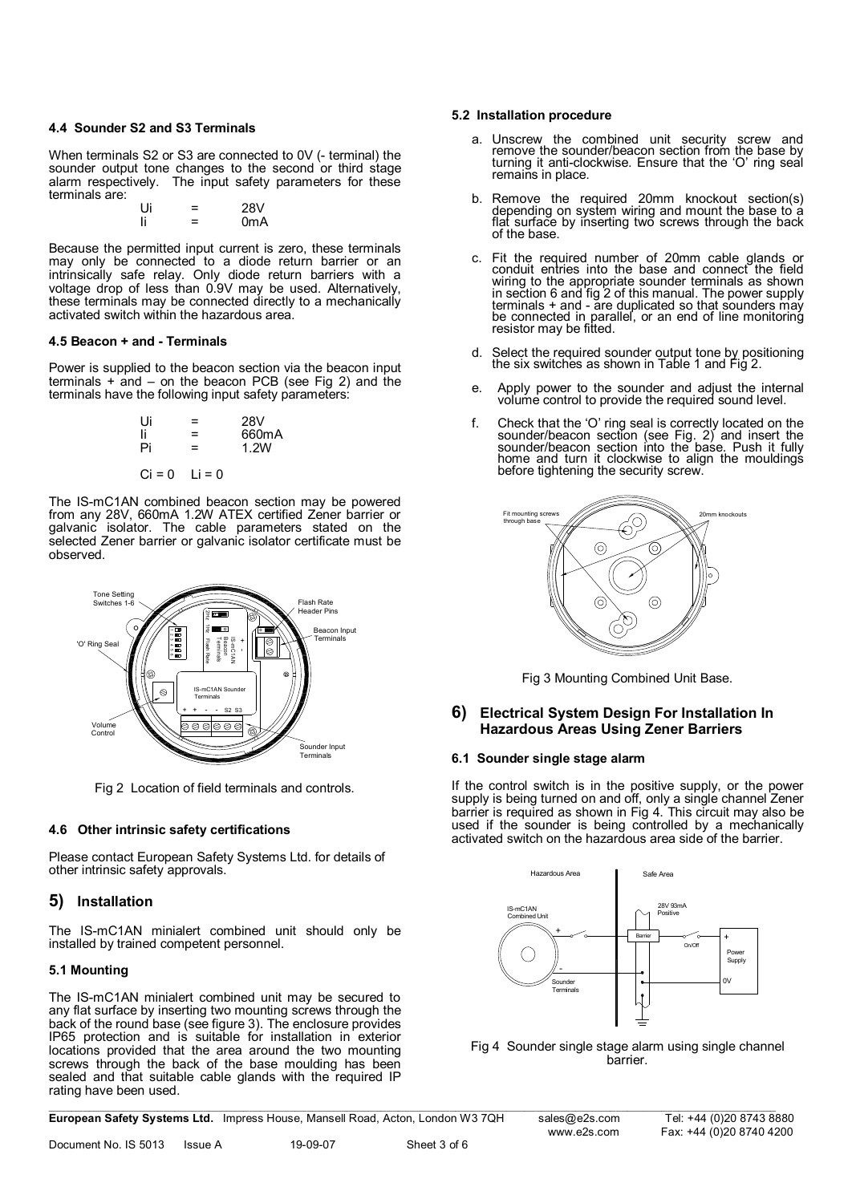#### 4.4 Sounder S2 and S3 Terminals

When terminals S2 or S3 are connected to 0V (- terminal) the sounder output tone changes to the second or third stage alarm respectively. The input safety parameters for these terminals are:

$U_i$ = 28V
$I_i$ = 0mA

Because the permitted input current is zero, these terminals may only be connected to a diode return barrier or an intrinsically safe relay. Only diode return barriers with a voltage drop of less than 0.9V may be used. Alternatively, these terminals may be connected directly to a mechanically activated switch within the hazardous area.

#### 4.5 Beacon + and - Terminals

Power is supplied to the beacon section via the beacon input terminals + and – on the beacon PCB (see Fig 2) and the terminals have the following input safety parameters:

$U_i$ = 28V
$I_i$ = 660mA
$P_i$ = 1.2W

$C_i = 0$   $L_i = 0$

The IS-mC1AN combined beacon section may be powered from any 28V, 660mA 1.2W ATEX certified Zener barrier or galvanic isolator. The cable parameters stated on the selected Zener barrier or galvanic isolator certificate must be observed.

Fig 2 Location of field terminals and controls.

#### 4.6 Other intrinsic safety certifications

Please contact European Safety Systems Ltd. for details of other intrinsic safety approvals.

## 5) Installation

The IS-mC1AN minialert combined unit should only be installed by trained competent personnel.

#### 5.1 Mounting

The IS-mC1AN minialert combined unit may be secured to any flat surface by inserting two mounting screws through the back of the round base (see figure 3). The enclosure provides IP65 protection and is suitable for installation in exterior locations provided that the area around the two mounting screws through the back of the base moulding has been sealed and that suitable cable glands with the required IP rating have been used.

#### 5.2 Installation procedure

a. Unscrew the combined unit security screw and remove the sounder/beacon section from the base by turning it anti-clockwise. Ensure that the 'O' ring seal remains in place.

b. Remove the required 20mm knockout section(s) depending on system wiring and mount the base to a flat surface by inserting two screws through the back of the base.

c. Fit the required number of 20mm cable glands or conduit entries into the base and connect the field wiring to the appropriate sounder terminals as shown in section 6 and fig 2 of this manual. The power supply terminals + and - are duplicated so that sounders may be connected in parallel, or an end of line monitoring resistor may be fitted.

d. Select the required sounder output tone by positioning the six switches as shown in Table 1 and Fig 2.

e. Apply power to the sounder and adjust the internal volume control to provide the required sound level.

f. Check that the 'O' ring seal is correctly located on the sounder/beacon section (see Fig. 2) and insert the sounder/beacon section into the base. Push it fully home and turn it clockwise to align the mouldings before tightening the security screw.

Fig 3 Mounting Combined Unit Base.

## 6) Electrical System Design For Installation In Hazardous Areas Using Zener Barriers

#### 6.1 Sounder single stage alarm

If the control switch is in the positive supply, or the power supply is being turned on and off, only a single channel Zener barrier is required as shown in Fig 4. This circuit may also be used if the sounder is being controlled by a mechanically activated switch on the hazardous area side of the barrier.

Fig 4 Sounder single stage alarm using single channel barrier.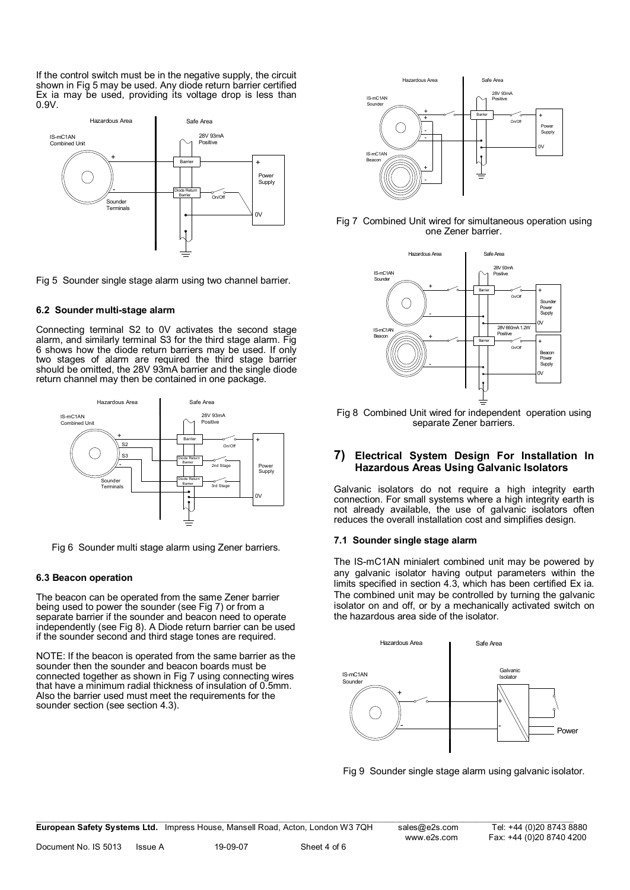If the control switch must be in the negative supply, the circuit shown in Fig 5 may be used. Any diode return barrier certified Ex ia may be used, providing its voltage drop is less than 0.9V.

Fig 5 Sounder single stage alarm using two channel barrier.

### 6.2 Sounder multi-stage alarm

Connecting terminal S2 to 0V activates the second stage alarm, and similarly terminal S3 for the third stage alarm. Fig 6 shows how the diode return barriers may be used. If only two stages of alarm are required the third stage barrier should be omitted, the 28V 93mA barrier and the single diode return channel may then be contained in one package.

Fig 6 Sounder multi stage alarm using Zener barriers.

### 6.3 Beacon operation

The beacon can be operated from the same Zener barrier being used to power the sounder (see Fig 7) or from a separate barrier if the sounder and beacon need to operate independently (see Fig 8). A Diode return barrier can be used if the sounder second and third stage tones are required.

NOTE: If the beacon is operated from the same barrier as the sounder then the sounder and beacon boards must be connected together as shown in Fig 7 using connecting wires that have a minimum radial thickness of insulation of 0.5mm. Also the barrier used must meet the requirements for the sounder section (see section 4.3).

Fig 7 Combined Unit wired for simultaneous operation using one Zener barrier.

Fig 8 Combined Unit wired for independent operation using separate Zener barriers.

## 7) Electrical System Design For Installation In Hazardous Areas Using Galvanic Isolators

Galvanic isolators do not require a high integrity earth connection. For small systems where a high integrity earth is not already available, the use of galvanic isolators often reduces the overall installation cost and simplifies design.

### 7.1 Sounder single stage alarm

The IS-mC1AN minialert combined unit may be powered by any galvanic isolator having output parameters within the limits specified in section 4.3, which has been certified Ex ia. The combined unit may be controlled by turning the galvanic isolator on and off, or by a mechanically activated switch on the hazardous area side of the isolator.

Fig 9 Sounder single stage alarm using galvanic isolator.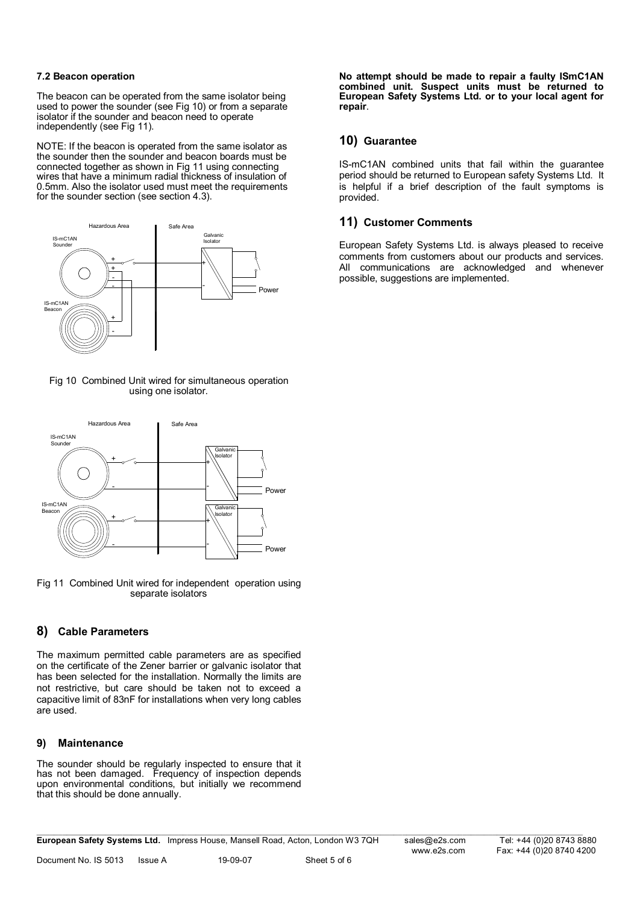### 7.2 Beacon operation

The beacon can be operated from the same isolator being used to power the sounder (see Fig 10) or from a separate isolator if the sounder and beacon need to operate independently (see Fig 11).

NOTE: If the beacon is operated from the same isolator as the sounder then the sounder and beacon boards must be connected together as shown in Fig 11 using connecting wires that have a minimum radial thickness of insulation of 0.5mm. Also the isolator used must meet the requirements for the sounder section (see section 4.3).

Fig 10 Combined Unit wired for simultaneous operation using one isolator.

Fig 11 Combined Unit wired for independent operation using separate isolators

## 8) Cable Parameters

The maximum permitted cable parameters are as specified on the certificate of the Zener barrier or galvanic isolator that has been selected for the installation. Normally the limits are not restrictive, but care should be taken not to exceed a capacitive limit of 83nF for installations when very long cables are used.

## 9) Maintenance

The sounder should be regularly inspected to ensure that it has not been damaged. Frequency of inspection depends upon environmental conditions, but initially we recommend that this should be done annually.

**No attempt should be made to repair a faulty ISmC1AN combined unit. Suspect units must be returned to European Safety Systems Ltd. or to your local agent for repair**.

## 10) Guarantee

IS-mC1AN combined units that fail within the guarantee period should be returned to European safety Systems Ltd. It is helpful if a brief description of the fault symptoms is provided.

## 11) Customer Comments

European Safety Systems Ltd. is always pleased to receive comments from customers about our products and services. All communications are acknowledged and whenever possible, suggestions are implemented.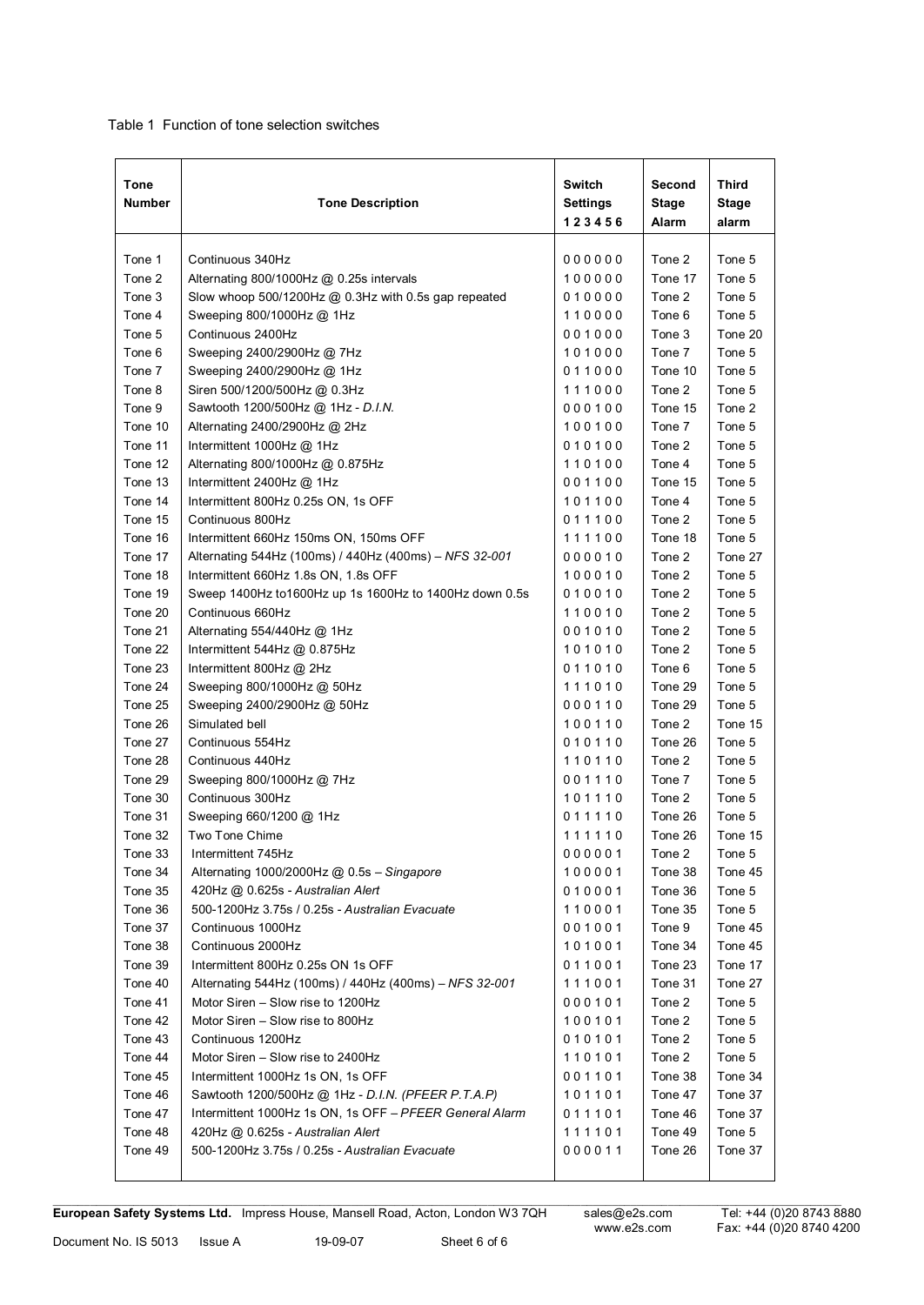Table 1 Function of tone selection switches

| Tone Number | Tone Description | Switch Settings 1 2 3 4 5 6 | Second Stage Alarm | Third Stage alarm |
|---|---|---|---|---|
| Tone 1 | Continuous 340Hz | 0 0 0 0 0 0 | Tone 2 | Tone 5 |
| Tone 2 | Alternating 800/1000Hz @ 0.25s intervals | 1 0 0 0 0 0 | Tone 17 | Tone 5 |
| Tone 3 | Slow whoop 500/1200Hz @ 0.3Hz with 0.5s gap repeated | 0 1 0 0 0 0 | Tone 2 | Tone 5 |
| Tone 4 | Sweeping 800/1000Hz @ 1Hz | 1 1 0 0 0 0 | Tone 6 | Tone 5 |
| Tone 5 | Continuous 2400Hz | 0 0 1 0 0 0 | Tone 3 | Tone 20 |
| Tone 6 | Sweeping 2400/2900Hz @ 7Hz | 1 0 1 0 0 0 | Tone 7 | Tone 5 |
| Tone 7 | Sweeping 2400/2900Hz @ 1Hz | 0 1 1 0 0 0 | Tone 10 | Tone 5 |
| Tone 8 | Siren 500/1200/500Hz @ 0.3Hz | 1 1 1 0 0 0 | Tone 2 | Tone 5 |
| Tone 9 | Sawtooth 1200/500Hz @ 1Hz - *D.I.N.* | 0 0 0 1 0 0 | Tone 15 | Tone 2 |
| Tone 10 | Alternating 2400/2900Hz @ 2Hz | 1 0 0 1 0 0 | Tone 7 | Tone 5 |
| Tone 11 | Intermittent 1000Hz @ 1Hz | 0 1 0 1 0 0 | Tone 2 | Tone 5 |
| Tone 12 | Alternating 800/1000Hz @ 0.875Hz | 1 1 0 1 0 0 | Tone 4 | Tone 5 |
| Tone 13 | Intermittent 2400Hz @ 1Hz | 0 0 1 1 0 0 | Tone 15 | Tone 5 |
| Tone 14 | Intermittent 800Hz 0.25s ON, 1s OFF | 1 0 1 1 0 0 | Tone 4 | Tone 5 |
| Tone 15 | Continuous 800Hz | 0 1 1 1 0 0 | Tone 2 | Tone 5 |
| Tone 16 | Intermittent 660Hz 150ms ON, 150ms OFF | 1 1 1 1 0 0 | Tone 18 | Tone 5 |
| Tone 17 | Alternating 544Hz (100ms) / 440Hz (400ms) – *NFS 32-001* | 0 0 0 0 1 0 | Tone 2 | Tone 27 |
| Tone 18 | Intermittent 660Hz 1.8s ON, 1.8s OFF | 1 0 0 0 1 0 | Tone 2 | Tone 5 |
| Tone 19 | Sweep 1400Hz to1600Hz up 1s 1600Hz to 1400Hz down 0.5s | 0 1 0 0 1 0 | Tone 2 | Tone 5 |
| Tone 20 | Continuous 660Hz | 1 1 0 0 1 0 | Tone 2 | Tone 5 |
| Tone 21 | Alternating 554/440Hz @ 1Hz | 0 0 1 0 1 0 | Tone 2 | Tone 5 |
| Tone 22 | Intermittent 544Hz @ 0.875Hz | 1 0 1 0 1 0 | Tone 2 | Tone 5 |
| Tone 23 | Intermittent 800Hz @ 2Hz | 0 1 1 0 1 0 | Tone 6 | Tone 5 |
| Tone 24 | Sweeping 800/1000Hz @ 50Hz | 1 1 1 0 1 0 | Tone 29 | Tone 5 |
| Tone 25 | Sweeping 2400/2900Hz @ 50Hz | 0 0 0 1 1 0 | Tone 29 | Tone 5 |
| Tone 26 | Simulated bell | 1 0 0 1 1 0 | Tone 2 | Tone 15 |
| Tone 27 | Continuous 554Hz | 0 1 0 1 1 0 | Tone 26 | Tone 5 |
| Tone 28 | Continuous 440Hz | 1 1 0 1 1 0 | Tone 2 | Tone 5 |
| Tone 29 | Sweeping 800/1000Hz @ 7Hz | 0 0 1 1 1 0 | Tone 7 | Tone 5 |
| Tone 30 | Continuous 300Hz | 1 0 1 1 1 0 | Tone 2 | Tone 5 |
| Tone 31 | Sweeping 660/1200 @ 1Hz | 0 1 1 1 1 0 | Tone 26 | Tone 5 |
| Tone 32 | Two Tone Chime | 1 1 1 1 1 0 | Tone 26 | Tone 15 |
| Tone 33 | Intermittent 745Hz | 0 0 0 0 0 1 | Tone 2 | Tone 5 |
| Tone 34 | Alternating 1000/2000Hz @ 0.5s – *Singapore* | 1 0 0 0 0 1 | Tone 38 | Tone 45 |
| Tone 35 | 420Hz @ 0.625s - *Australian Alert* | 0 1 0 0 0 1 | Tone 36 | Tone 5 |
| Tone 36 | 500-1200Hz 3.75s / 0.25s - *Australian Evacuate* | 1 1 0 0 0 1 | Tone 35 | Tone 5 |
| Tone 37 | Continuous 1000Hz | 0 0 1 0 0 1 | Tone 9 | Tone 45 |
| Tone 38 | Continuous 2000Hz | 1 0 1 0 0 1 | Tone 34 | Tone 45 |
| Tone 39 | Intermittent 800Hz 0.25s ON 1s OFF | 0 1 1 0 0 1 | Tone 23 | Tone 17 |
| Tone 40 | Alternating 544Hz (100ms) / 440Hz (400ms) – *NFS 32-001* | 1 1 1 0 0 1 | Tone 31 | Tone 27 |
| Tone 41 | Motor Siren – Slow rise to 1200Hz | 0 0 0 1 0 1 | Tone 2 | Tone 5 |
| Tone 42 | Motor Siren – Slow rise to 800Hz | 1 0 0 1 0 1 | Tone 2 | Tone 5 |
| Tone 43 | Continuous 1200Hz | 0 1 0 1 0 1 | Tone 2 | Tone 5 |
| Tone 44 | Motor Siren – Slow rise to 2400Hz | 1 1 0 1 0 1 | Tone 2 | Tone 5 |
| Tone 45 | Intermittent 1000Hz 1s ON, 1s OFF | 0 0 1 1 0 1 | Tone 38 | Tone 34 |
| Tone 46 | Sawtooth 1200/500Hz @ 1Hz - *D.I.N. (PFEER P.T.A.P)* | 1 0 1 1 0 1 | Tone 47 | Tone 37 |
| Tone 47 | Intermittent 1000Hz 1s ON, 1s OFF – *PFEER General Alarm* | 0 1 1 1 0 1 | Tone 46 | Tone 37 |
| Tone 48 | 420Hz @ 0.625s - *Australian Alert* | 1 1 1 1 0 1 | Tone 49 | Tone 5 |
| Tone 49 | 500-1200Hz 3.75s / 0.25s - *Australian Evacuate* | 0 0 0 0 1 1 | Tone 26 | Tone 37 |